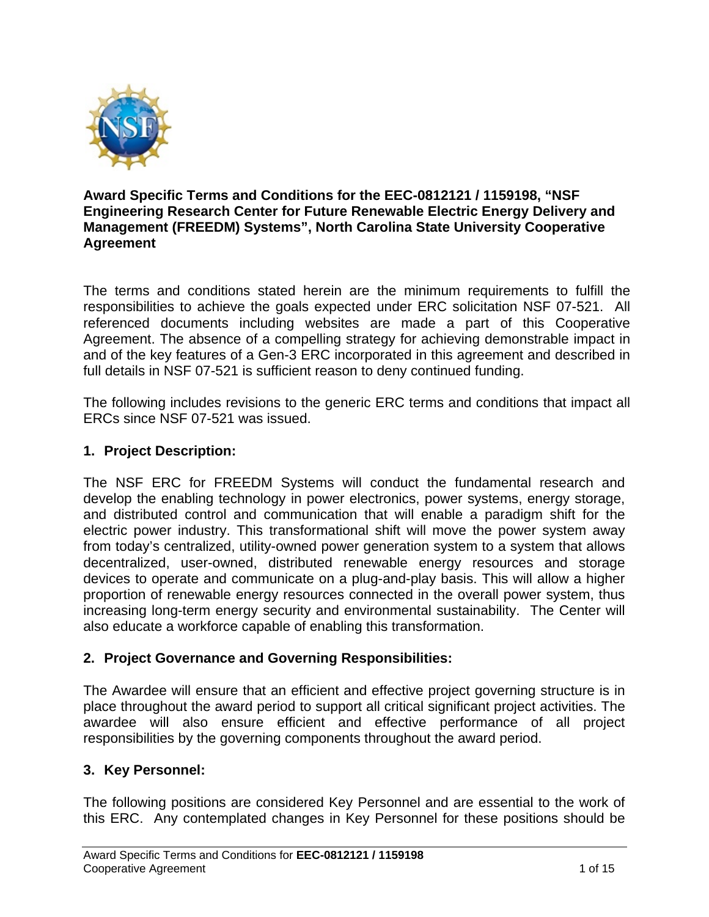**Award Specific Terms and Conditions for the EEC-0812121 / 1159198, "NSF Engineering Research Center for Future Renewable Electric Energy Delivery and Management (FREEDM) Systems", North Carolina State University Cooperative Agreement**

The terms and conditions stated herein are the minimum requirements to fulfill the responsibilities to achieve the goals expected under ERC solicitation NSF 07-521. All referenced documents including websites are made a part of this Cooperative Agreement. The absence of a compelling strategy for achieving demonstrable impact in and of the key features of a Gen-3 ERC incorporated in this agreement and described in full details in NSF 07-521 is sufficient reason to deny continued funding.

The following includes revisions to the generic ERC terms and conditions that impact all ERCs since NSF 07-521 was issued.

## 1. Project Description:

The NSF ERC for FREEDM Systems will conduct the fundamental research and develop the enabling technology in power electronics, power systems, energy storage, and distributed control and communication that will enable a paradigm shift for the electric power industry. This transformational shift will move the power system away from today's centralized, utility-owned power generation system to a system that allows decentralized, user-owned, distributed renewable energy resources and storage devices to operate and communicate on a plug-and-play basis. This will allow a higher proportion of renewable energy resources connected in the overall power system, thus increasing long-term energy security and environmental sustainability. The Center will also educate a workforce capable of enabling this transformation.

## 2. Project Governance and Governing Responsibilities:

The Awardee will ensure that an efficient and effective project governing structure is in place throughout the award period to support all critical significant project activities. The awardee will also ensure efficient and effective performance of all project responsibilities by the governing components throughout the award period.

## 3. Key Personnel:

The following positions are considered Key Personnel and are essential to the work of this ERC. Any contemplated changes in Key Personnel for these positions should be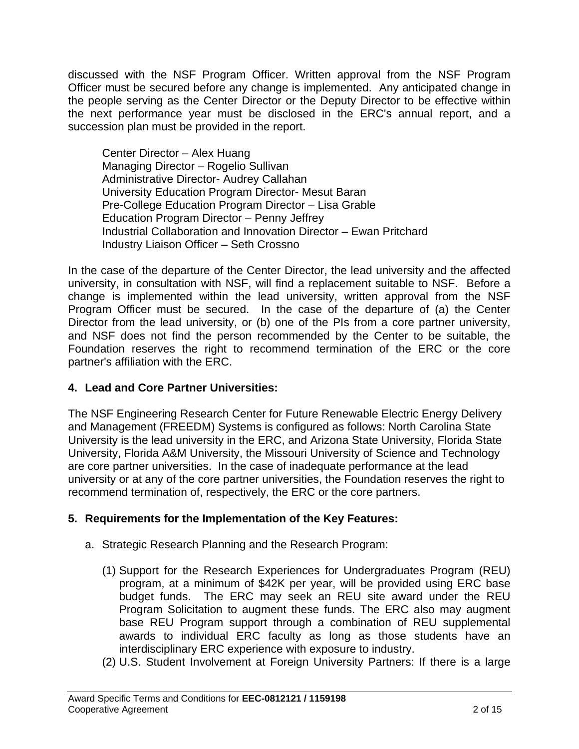discussed with the NSF Program Officer. Written approval from the NSF Program Officer must be secured before any change is implemented. Any anticipated change in the people serving as the Center Director or the Deputy Director to be effective within the next performance year must be disclosed in the ERC's annual report, and a succession plan must be provided in the report.

Center Director – Alex Huang
Managing Director – Rogelio Sullivan
Administrative Director- Audrey Callahan
University Education Program Director- Mesut Baran
Pre-College Education Program Director – Lisa Grable
Education Program Director – Penny Jeffrey
Industrial Collaboration and Innovation Director – Ewan Pritchard
Industry Liaison Officer – Seth Crossno

In the case of the departure of the Center Director, the lead university and the affected university, in consultation with NSF, will find a replacement suitable to NSF. Before a change is implemented within the lead university, written approval from the NSF Program Officer must be secured. In the case of the departure of (a) the Center Director from the lead university, or (b) one of the PIs from a core partner university, and NSF does not find the person recommended by the Center to be suitable, the Foundation reserves the right to recommend termination of the ERC or the core partner's affiliation with the ERC.

**4. Lead and Core Partner Universities:**

The NSF Engineering Research Center for Future Renewable Electric Energy Delivery and Management (FREEDM) Systems is configured as follows: North Carolina State University is the lead university in the ERC, and Arizona State University, Florida State University, Florida A&M University, the Missouri University of Science and Technology are core partner universities. In the case of inadequate performance at the lead university or at any of the core partner universities, the Foundation reserves the right to recommend termination of, respectively, the ERC or the core partners.

**5. Requirements for the Implementation of the Key Features:**

a. Strategic Research Planning and the Research Program:

(1) Support for the Research Experiences for Undergraduates Program (REU) program, at a minimum of $42K per year, will be provided using ERC base budget funds. The ERC may seek an REU site award under the REU Program Solicitation to augment these funds. The ERC also may augment base REU Program support through a combination of REU supplemental awards to individual ERC faculty as long as those students have an interdisciplinary ERC experience with exposure to industry.

(2) U.S. Student Involvement at Foreign University Partners: If there is a large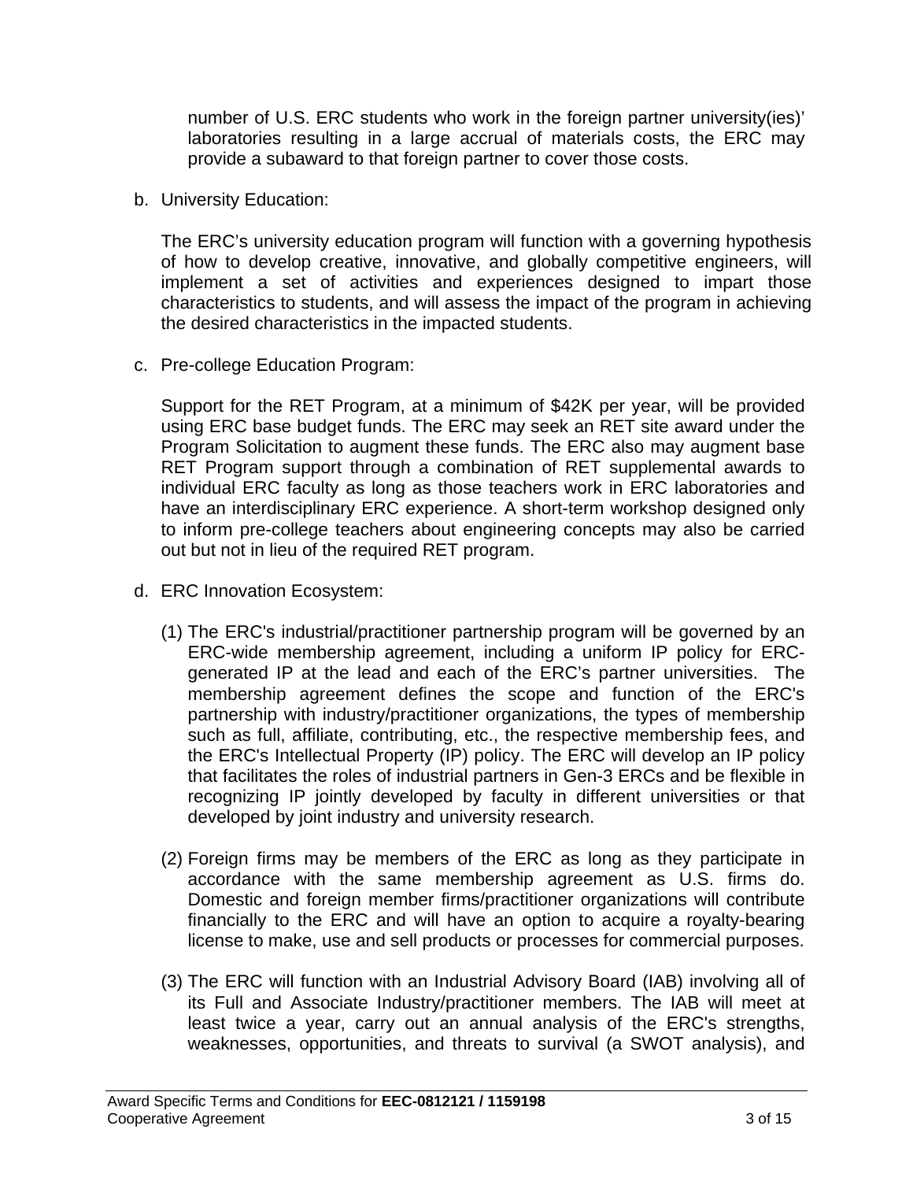number of U.S. ERC students who work in the foreign partner university(ies)' laboratories resulting in a large accrual of materials costs, the ERC may provide a subaward to that foreign partner to cover those costs.

b. University Education:

   The ERC's university education program will function with a governing hypothesis of how to develop creative, innovative, and globally competitive engineers, will implement a set of activities and experiences designed to impart those characteristics to students, and will assess the impact of the program in achieving the desired characteristics in the impacted students.

c. Pre-college Education Program:

   Support for the RET Program, at a minimum of $42K per year, will be provided using ERC base budget funds. The ERC may seek an RET site award under the Program Solicitation to augment these funds. The ERC also may augment base RET Program support through a combination of RET supplemental awards to individual ERC faculty as long as those teachers work in ERC laboratories and have an interdisciplinary ERC experience. A short-term workshop designed only to inform pre-college teachers about engineering concepts may also be carried out but not in lieu of the required RET program.

d. ERC Innovation Ecosystem:

   (1) The ERC's industrial/practitioner partnership program will be governed by an ERC-wide membership agreement, including a uniform IP policy for ERC-generated IP at the lead and each of the ERC's partner universities. The membership agreement defines the scope and function of the ERC's partnership with industry/practitioner organizations, the types of membership such as full, affiliate, contributing, etc., the respective membership fees, and the ERC's Intellectual Property (IP) policy. The ERC will develop an IP policy that facilitates the roles of industrial partners in Gen-3 ERCs and be flexible in recognizing IP jointly developed by faculty in different universities or that developed by joint industry and university research.

   (2) Foreign firms may be members of the ERC as long as they participate in accordance with the same membership agreement as U.S. firms do. Domestic and foreign member firms/practitioner organizations will contribute financially to the ERC and will have an option to acquire a royalty-bearing license to make, use and sell products or processes for commercial purposes.

   (3) The ERC will function with an Industrial Advisory Board (IAB) involving all of its Full and Associate Industry/practitioner members. The IAB will meet at least twice a year, carry out an annual analysis of the ERC's strengths, weaknesses, opportunities, and threats to survival (a SWOT analysis), and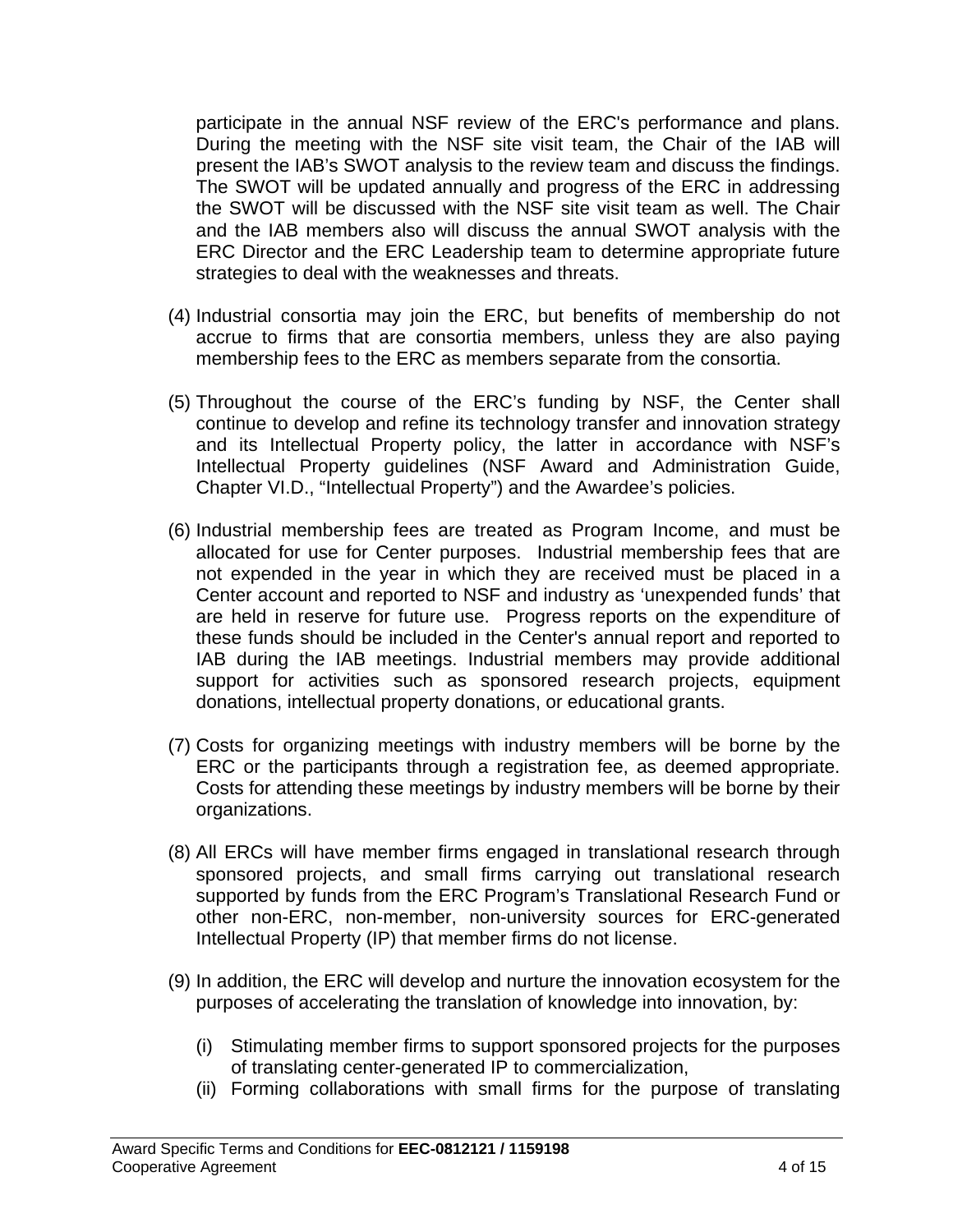participate in the annual NSF review of the ERC's performance and plans. During the meeting with the NSF site visit team, the Chair of the IAB will present the IAB's SWOT analysis to the review team and discuss the findings. The SWOT will be updated annually and progress of the ERC in addressing the SWOT will be discussed with the NSF site visit team as well. The Chair and the IAB members also will discuss the annual SWOT analysis with the ERC Director and the ERC Leadership team to determine appropriate future strategies to deal with the weaknesses and threats.

(4) Industrial consortia may join the ERC, but benefits of membership do not accrue to firms that are consortia members, unless they are also paying membership fees to the ERC as members separate from the consortia.

(5) Throughout the course of the ERC's funding by NSF, the Center shall continue to develop and refine its technology transfer and innovation strategy and its Intellectual Property policy, the latter in accordance with NSF's Intellectual Property guidelines (NSF Award and Administration Guide, Chapter VI.D., "Intellectual Property") and the Awardee's policies.

(6) Industrial membership fees are treated as Program Income, and must be allocated for use for Center purposes. Industrial membership fees that are not expended in the year in which they are received must be placed in a Center account and reported to NSF and industry as 'unexpended funds' that are held in reserve for future use. Progress reports on the expenditure of these funds should be included in the Center's annual report and reported to IAB during the IAB meetings. Industrial members may provide additional support for activities such as sponsored research projects, equipment donations, intellectual property donations, or educational grants.

(7) Costs for organizing meetings with industry members will be borne by the ERC or the participants through a registration fee, as deemed appropriate. Costs for attending these meetings by industry members will be borne by their organizations.

(8) All ERCs will have member firms engaged in translational research through sponsored projects, and small firms carrying out translational research supported by funds from the ERC Program's Translational Research Fund or other non-ERC, non-member, non-university sources for ERC-generated Intellectual Property (IP) that member firms do not license.

(9) In addition, the ERC will develop and nurture the innovation ecosystem for the purposes of accelerating the translation of knowledge into innovation, by:

   (i) Stimulating member firms to support sponsored projects for the purposes of translating center-generated IP to commercialization,
   (ii) Forming collaborations with small firms for the purpose of translating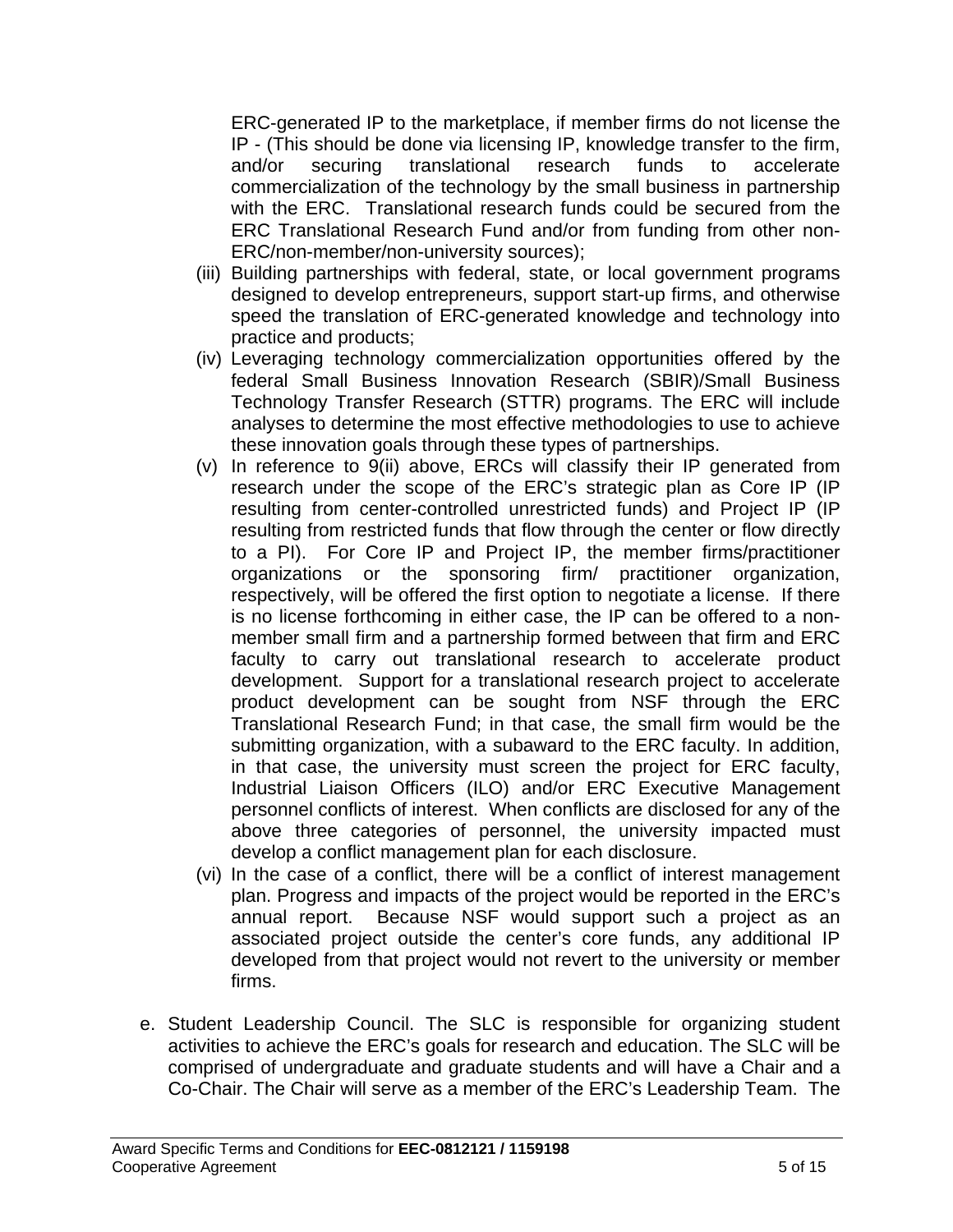ERC-generated IP to the marketplace, if member firms do not license the IP - (This should be done via licensing IP, knowledge transfer to the firm, and/or securing translational research funds to accelerate commercialization of the technology by the small business in partnership with the ERC. Translational research funds could be secured from the ERC Translational Research Fund and/or from funding from other non-ERC/non-member/non-university sources);

(iii) Building partnerships with federal, state, or local government programs designed to develop entrepreneurs, support start-up firms, and otherwise speed the translation of ERC-generated knowledge and technology into practice and products;

(iv) Leveraging technology commercialization opportunities offered by the federal Small Business Innovation Research (SBIR)/Small Business Technology Transfer Research (STTR) programs. The ERC will include analyses to determine the most effective methodologies to use to achieve these innovation goals through these types of partnerships.

(v) In reference to 9(ii) above, ERCs will classify their IP generated from research under the scope of the ERC's strategic plan as Core IP (IP resulting from center-controlled unrestricted funds) and Project IP (IP resulting from restricted funds that flow through the center or flow directly to a PI). For Core IP and Project IP, the member firms/practitioner organizations or the sponsoring firm/ practitioner organization, respectively, will be offered the first option to negotiate a license. If there is no license forthcoming in either case, the IP can be offered to a non-member small firm and a partnership formed between that firm and ERC faculty to carry out translational research to accelerate product development. Support for a translational research project to accelerate product development can be sought from NSF through the ERC Translational Research Fund; in that case, the small firm would be the submitting organization, with a subaward to the ERC faculty. In addition, in that case, the university must screen the project for ERC faculty, Industrial Liaison Officers (ILO) and/or ERC Executive Management personnel conflicts of interest. When conflicts are disclosed for any of the above three categories of personnel, the university impacted must develop a conflict management plan for each disclosure.

(vi) In the case of a conflict, there will be a conflict of interest management plan. Progress and impacts of the project would be reported in the ERC's annual report. Because NSF would support such a project as an associated project outside the center's core funds, any additional IP developed from that project would not revert to the university or member firms.

e. Student Leadership Council. The SLC is responsible for organizing student activities to achieve the ERC's goals for research and education. The SLC will be comprised of undergraduate and graduate students and will have a Chair and a Co-Chair. The Chair will serve as a member of the ERC's Leadership Team. The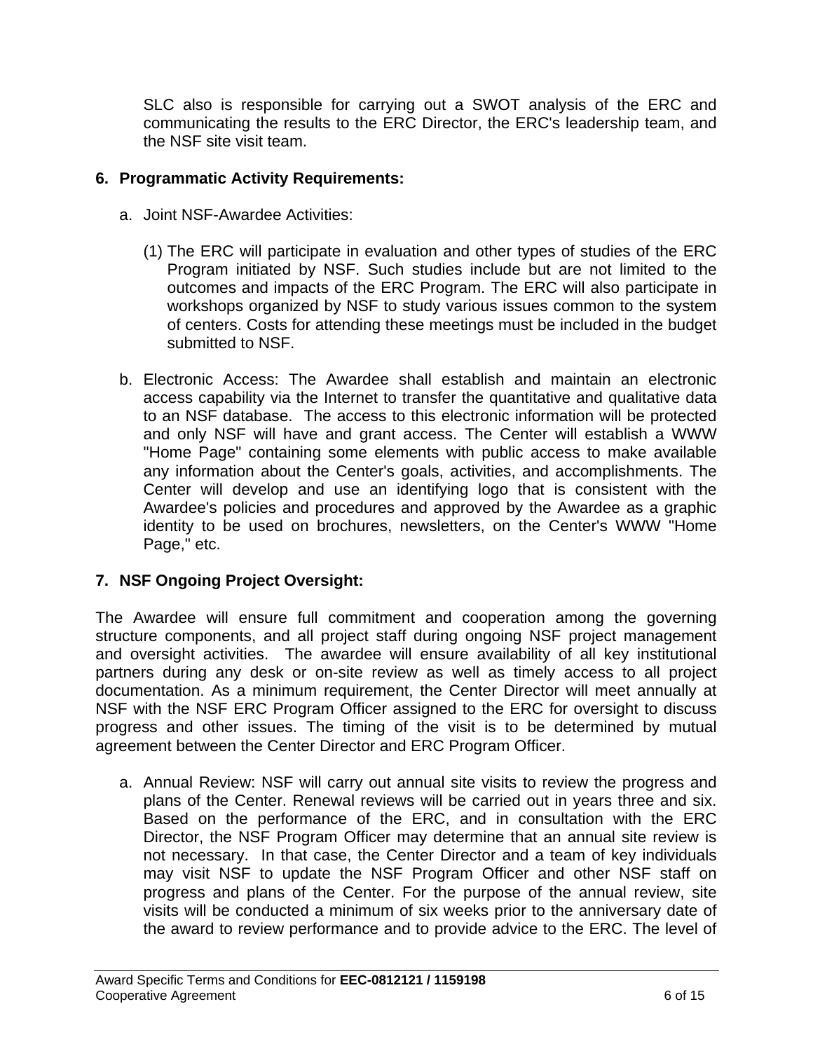SLC also is responsible for carrying out a SWOT analysis of the ERC and communicating the results to the ERC Director, the ERC's leadership team, and the NSF site visit team.

## 6. Programmatic Activity Requirements:

a. Joint NSF-Awardee Activities:

(1) The ERC will participate in evaluation and other types of studies of the ERC Program initiated by NSF. Such studies include but are not limited to the outcomes and impacts of the ERC Program. The ERC will also participate in workshops organized by NSF to study various issues common to the system of centers. Costs for attending these meetings must be included in the budget submitted to NSF.

b. Electronic Access: The Awardee shall establish and maintain an electronic access capability via the Internet to transfer the quantitative and qualitative data to an NSF database. The access to this electronic information will be protected and only NSF will have and grant access. The Center will establish a WWW "Home Page" containing some elements with public access to make available any information about the Center's goals, activities, and accomplishments. The Center will develop and use an identifying logo that is consistent with the Awardee's policies and procedures and approved by the Awardee as a graphic identity to be used on brochures, newsletters, on the Center's WWW "Home Page," etc.

## 7. NSF Ongoing Project Oversight:

The Awardee will ensure full commitment and cooperation among the governing structure components, and all project staff during ongoing NSF project management and oversight activities. The awardee will ensure availability of all key institutional partners during any desk or on-site review as well as timely access to all project documentation. As a minimum requirement, the Center Director will meet annually at NSF with the NSF ERC Program Officer assigned to the ERC for oversight to discuss progress and other issues. The timing of the visit is to be determined by mutual agreement between the Center Director and ERC Program Officer.

a. Annual Review: NSF will carry out annual site visits to review the progress and plans of the Center. Renewal reviews will be carried out in years three and six. Based on the performance of the ERC, and in consultation with the ERC Director, the NSF Program Officer may determine that an annual site review is not necessary. In that case, the Center Director and a team of key individuals may visit NSF to update the NSF Program Officer and other NSF staff on progress and plans of the Center. For the purpose of the annual review, site visits will be conducted a minimum of six weeks prior to the anniversary date of the award to review performance and to provide advice to the ERC. The level of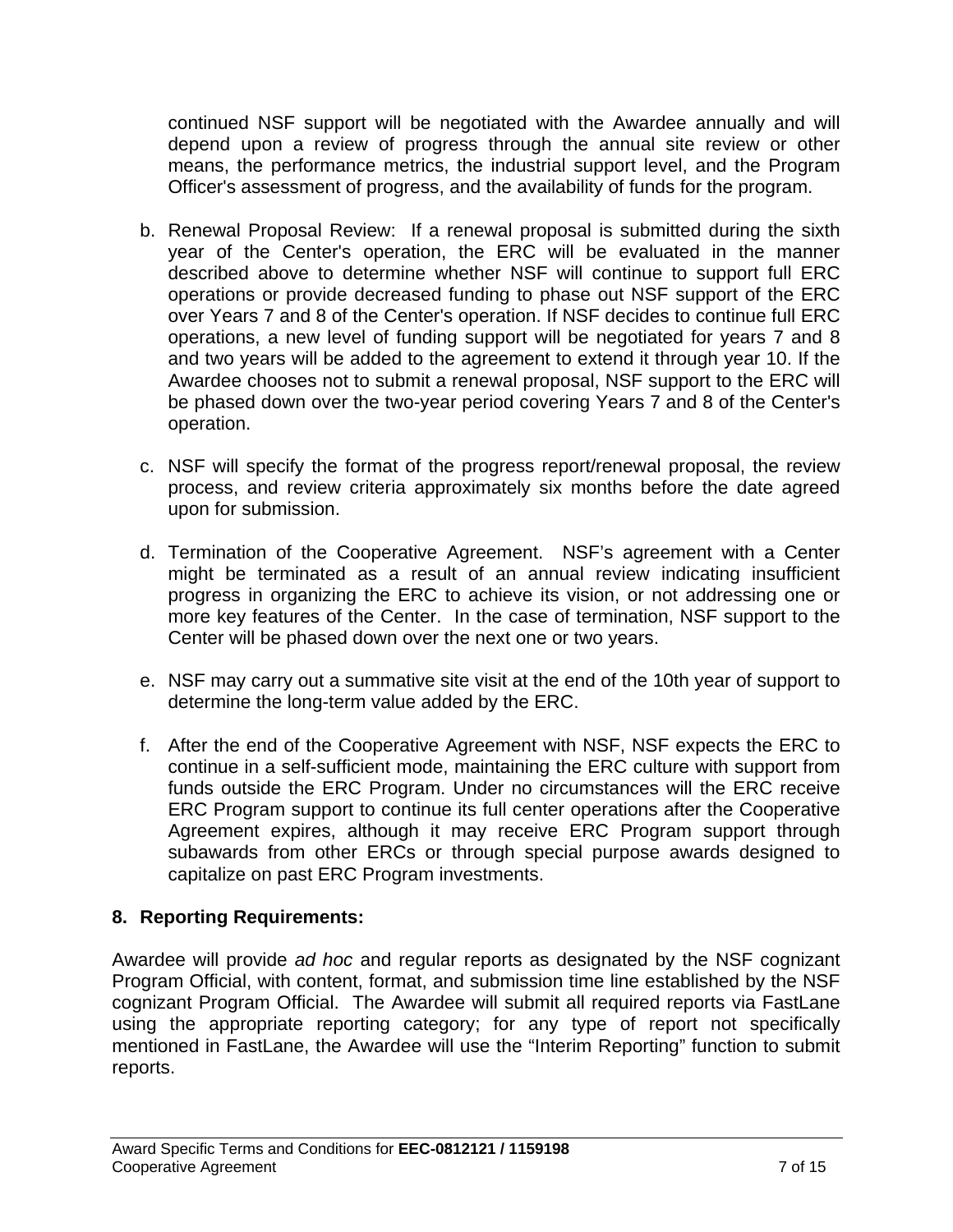continued NSF support will be negotiated with the Awardee annually and will depend upon a review of progress through the annual site review or other means, the performance metrics, the industrial support level, and the Program Officer's assessment of progress, and the availability of funds for the program.

b. Renewal Proposal Review: If a renewal proposal is submitted during the sixth year of the Center's operation, the ERC will be evaluated in the manner described above to determine whether NSF will continue to support full ERC operations or provide decreased funding to phase out NSF support of the ERC over Years 7 and 8 of the Center's operation. If NSF decides to continue full ERC operations, a new level of funding support will be negotiated for years 7 and 8 and two years will be added to the agreement to extend it through year 10. If the Awardee chooses not to submit a renewal proposal, NSF support to the ERC will be phased down over the two-year period covering Years 7 and 8 of the Center's operation.

c. NSF will specify the format of the progress report/renewal proposal, the review process, and review criteria approximately six months before the date agreed upon for submission.

d. Termination of the Cooperative Agreement. NSF's agreement with a Center might be terminated as a result of an annual review indicating insufficient progress in organizing the ERC to achieve its vision, or not addressing one or more key features of the Center. In the case of termination, NSF support to the Center will be phased down over the next one or two years.

e. NSF may carry out a summative site visit at the end of the 10th year of support to determine the long-term value added by the ERC.

f. After the end of the Cooperative Agreement with NSF, NSF expects the ERC to continue in a self-sufficient mode, maintaining the ERC culture with support from funds outside the ERC Program. Under no circumstances will the ERC receive ERC Program support to continue its full center operations after the Cooperative Agreement expires, although it may receive ERC Program support through subawards from other ERCs or through special purpose awards designed to capitalize on past ERC Program investments.

## 8. Reporting Requirements:

Awardee will provide *ad hoc* and regular reports as designated by the NSF cognizant Program Official, with content, format, and submission time line established by the NSF cognizant Program Official. The Awardee will submit all required reports via FastLane using the appropriate reporting category; for any type of report not specifically mentioned in FastLane, the Awardee will use the "Interim Reporting" function to submit reports.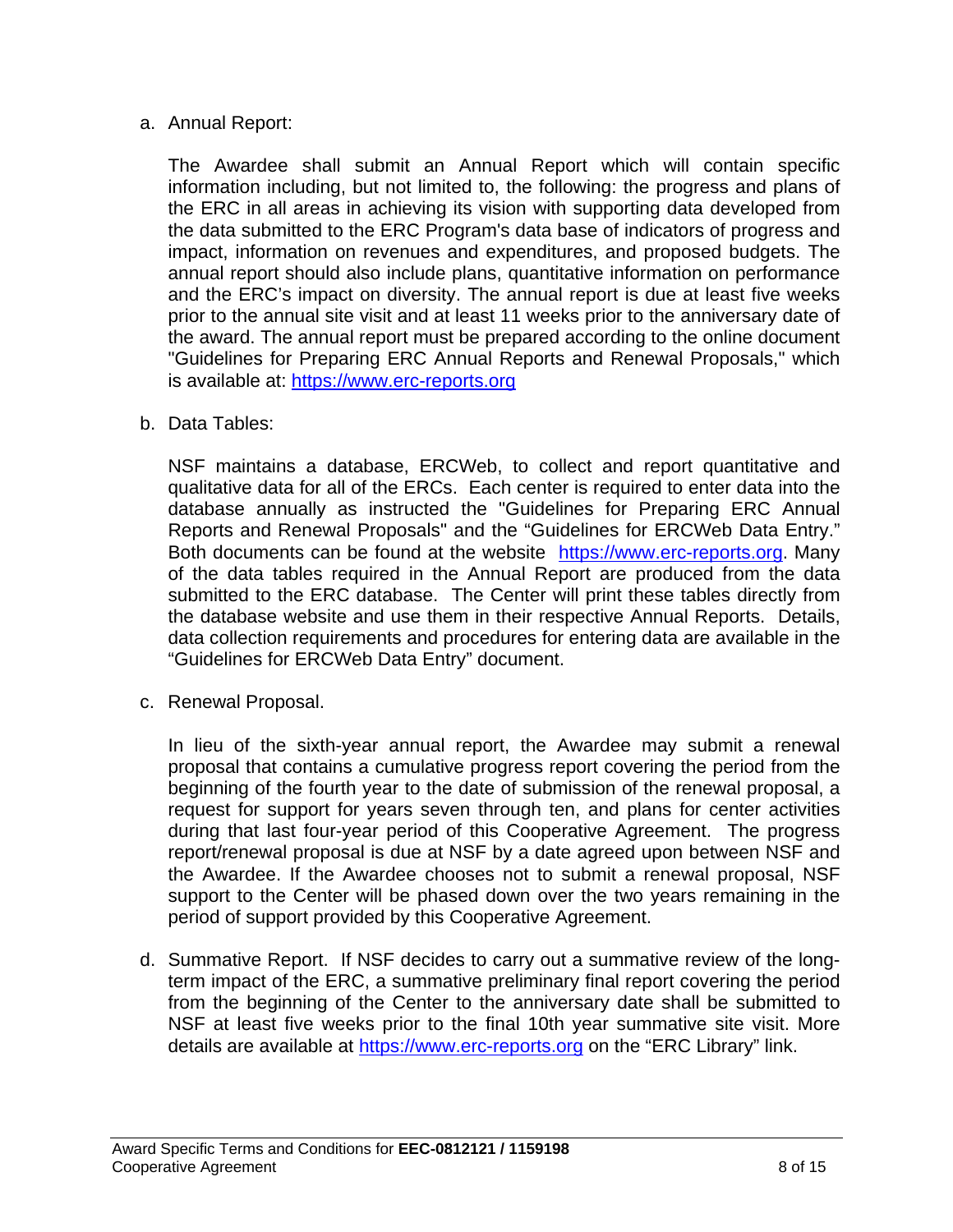a. Annual Report:

   The Awardee shall submit an Annual Report which will contain specific information including, but not limited to, the following: the progress and plans of the ERC in all areas in achieving its vision with supporting data developed from the data submitted to the ERC Program's data base of indicators of progress and impact, information on revenues and expenditures, and proposed budgets. The annual report should also include plans, quantitative information on performance and the ERC's impact on diversity. The annual report is due at least five weeks prior to the annual site visit and at least 11 weeks prior to the anniversary date of the award. The annual report must be prepared according to the online document "Guidelines for Preparing ERC Annual Reports and Renewal Proposals," which is available at: https://www.erc-reports.org

b. Data Tables:

   NSF maintains a database, ERCWeb, to collect and report quantitative and qualitative data for all of the ERCs. Each center is required to enter data into the database annually as instructed the "Guidelines for Preparing ERC Annual Reports and Renewal Proposals" and the "Guidelines for ERCWeb Data Entry." Both documents can be found at the website https://www.erc-reports.org. Many of the data tables required in the Annual Report are produced from the data submitted to the ERC database. The Center will print these tables directly from the database website and use them in their respective Annual Reports. Details, data collection requirements and procedures for entering data are available in the "Guidelines for ERCWeb Data Entry" document.

c. Renewal Proposal.

   In lieu of the sixth-year annual report, the Awardee may submit a renewal proposal that contains a cumulative progress report covering the period from the beginning of the fourth year to the date of submission of the renewal proposal, a request for support for years seven through ten, and plans for center activities during that last four-year period of this Cooperative Agreement. The progress report/renewal proposal is due at NSF by a date agreed upon between NSF and the Awardee. If the Awardee chooses not to submit a renewal proposal, NSF support to the Center will be phased down over the two years remaining in the period of support provided by this Cooperative Agreement.

d. Summative Report. If NSF decides to carry out a summative review of the long-term impact of the ERC, a summative preliminary final report covering the period from the beginning of the Center to the anniversary date shall be submitted to NSF at least five weeks prior to the final 10th year summative site visit. More details are available at https://www.erc-reports.org on the "ERC Library" link.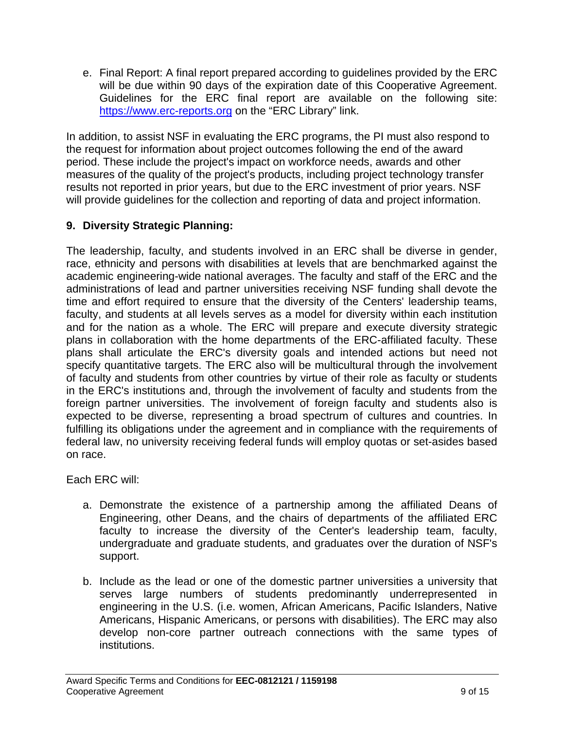e. Final Report: A final report prepared according to guidelines provided by the ERC will be due within 90 days of the expiration date of this Cooperative Agreement. Guidelines for the ERC final report are available on the following site: [https://www.erc-reports.org](https://www.erc-reports.org) on the "ERC Library" link.

In addition, to assist NSF in evaluating the ERC programs, the PI must also respond to the request for information about project outcomes following the end of the award period. These include the project's impact on workforce needs, awards and other measures of the quality of the project's products, including project technology transfer results not reported in prior years, but due to the ERC investment of prior years. NSF will provide guidelines for the collection and reporting of data and project information.

## 9. Diversity Strategic Planning:

The leadership, faculty, and students involved in an ERC shall be diverse in gender, race, ethnicity and persons with disabilities at levels that are benchmarked against the academic engineering-wide national averages. The faculty and staff of the ERC and the administrations of lead and partner universities receiving NSF funding shall devote the time and effort required to ensure that the diversity of the Centers' leadership teams, faculty, and students at all levels serves as a model for diversity within each institution and for the nation as a whole. The ERC will prepare and execute diversity strategic plans in collaboration with the home departments of the ERC-affiliated faculty. These plans shall articulate the ERC's diversity goals and intended actions but need not specify quantitative targets. The ERC also will be multicultural through the involvement of faculty and students from other countries by virtue of their role as faculty or students in the ERC's institutions and, through the involvement of faculty and students from the foreign partner universities. The involvement of foreign faculty and students also is expected to be diverse, representing a broad spectrum of cultures and countries. In fulfilling its obligations under the agreement and in compliance with the requirements of federal law, no university receiving federal funds will employ quotas or set-asides based on race.

Each ERC will:

a. Demonstrate the existence of a partnership among the affiliated Deans of Engineering, other Deans, and the chairs of departments of the affiliated ERC faculty to increase the diversity of the Center's leadership team, faculty, undergraduate and graduate students, and graduates over the duration of NSF's support.

b. Include as the lead or one of the domestic partner universities a university that serves large numbers of students predominantly underrepresented in engineering in the U.S. (i.e. women, African Americans, Pacific Islanders, Native Americans, Hispanic Americans, or persons with disabilities). The ERC may also develop non-core partner outreach connections with the same types of institutions.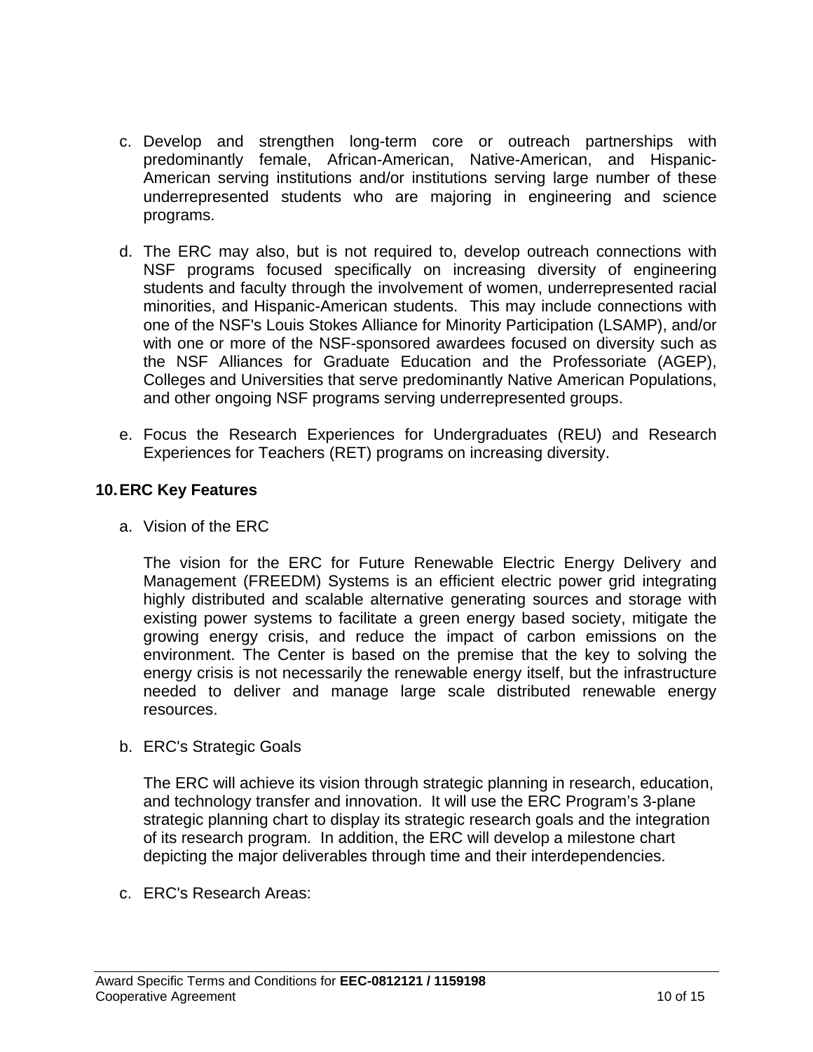c. Develop and strengthen long-term core or outreach partnerships with predominantly female, African-American, Native-American, and Hispanic-American serving institutions and/or institutions serving large number of these underrepresented students who are majoring in engineering and science programs.

d. The ERC may also, but is not required to, develop outreach connections with NSF programs focused specifically on increasing diversity of engineering students and faculty through the involvement of women, underrepresented racial minorities, and Hispanic-American students. This may include connections with one of the NSF's Louis Stokes Alliance for Minority Participation (LSAMP), and/or with one or more of the NSF-sponsored awardees focused on diversity such as the NSF Alliances for Graduate Education and the Professoriate (AGEP), Colleges and Universities that serve predominantly Native American Populations, and other ongoing NSF programs serving underrepresented groups.

e. Focus the Research Experiences for Undergraduates (REU) and Research Experiences for Teachers (RET) programs on increasing diversity.

**10. ERC Key Features**

a. Vision of the ERC

The vision for the ERC for Future Renewable Electric Energy Delivery and Management (FREEDM) Systems is an efficient electric power grid integrating highly distributed and scalable alternative generating sources and storage with existing power systems to facilitate a green energy based society, mitigate the growing energy crisis, and reduce the impact of carbon emissions on the environment. The Center is based on the premise that the key to solving the energy crisis is not necessarily the renewable energy itself, but the infrastructure needed to deliver and manage large scale distributed renewable energy resources.

b. ERC's Strategic Goals

The ERC will achieve its vision through strategic planning in research, education, and technology transfer and innovation. It will use the ERC Program's 3-plane strategic planning chart to display its strategic research goals and the integration of its research program. In addition, the ERC will develop a milestone chart depicting the major deliverables through time and their interdependencies.

c. ERC's Research Areas: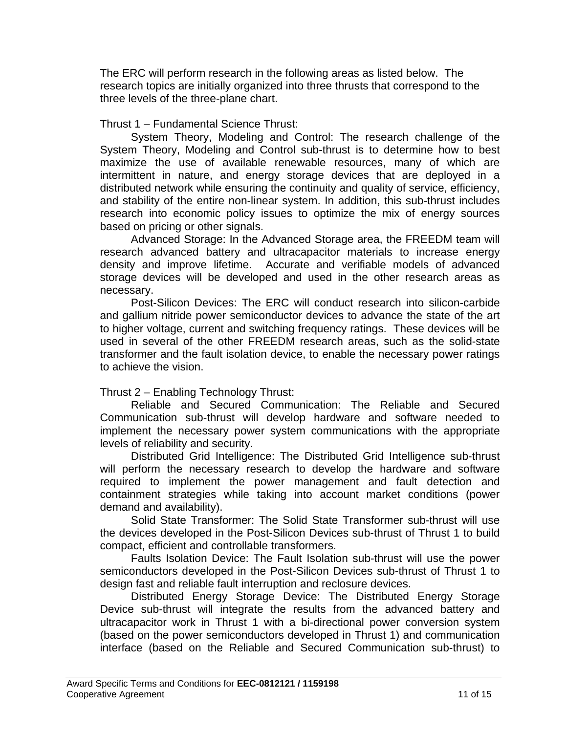The ERC will perform research in the following areas as listed below. The research topics are initially organized into three thrusts that correspond to the three levels of the three-plane chart.

Thrust 1 – Fundamental Science Thrust:

System Theory, Modeling and Control: The research challenge of the System Theory, Modeling and Control sub-thrust is to determine how to best maximize the use of available renewable resources, many of which are intermittent in nature, and energy storage devices that are deployed in a distributed network while ensuring the continuity and quality of service, efficiency, and stability of the entire non-linear system. In addition, this sub-thrust includes research into economic policy issues to optimize the mix of energy sources based on pricing or other signals.

Advanced Storage: In the Advanced Storage area, the FREEDM team will research advanced battery and ultracapacitor materials to increase energy density and improve lifetime. Accurate and verifiable models of advanced storage devices will be developed and used in the other research areas as necessary.

Post-Silicon Devices: The ERC will conduct research into silicon-carbide and gallium nitride power semiconductor devices to advance the state of the art to higher voltage, current and switching frequency ratings. These devices will be used in several of the other FREEDM research areas, such as the solid-state transformer and the fault isolation device, to enable the necessary power ratings to achieve the vision.

Thrust 2 – Enabling Technology Thrust:

Reliable and Secured Communication: The Reliable and Secured Communication sub-thrust will develop hardware and software needed to implement the necessary power system communications with the appropriate levels of reliability and security.

Distributed Grid Intelligence: The Distributed Grid Intelligence sub-thrust will perform the necessary research to develop the hardware and software required to implement the power management and fault detection and containment strategies while taking into account market conditions (power demand and availability).

Solid State Transformer: The Solid State Transformer sub-thrust will use the devices developed in the Post-Silicon Devices sub-thrust of Thrust 1 to build compact, efficient and controllable transformers.

Faults Isolation Device: The Fault Isolation sub-thrust will use the power semiconductors developed in the Post-Silicon Devices sub-thrust of Thrust 1 to design fast and reliable fault interruption and reclosure devices.

Distributed Energy Storage Device: The Distributed Energy Storage Device sub-thrust will integrate the results from the advanced battery and ultracapacitor work in Thrust 1 with a bi-directional power conversion system (based on the power semiconductors developed in Thrust 1) and communication interface (based on the Reliable and Secured Communication sub-thrust) to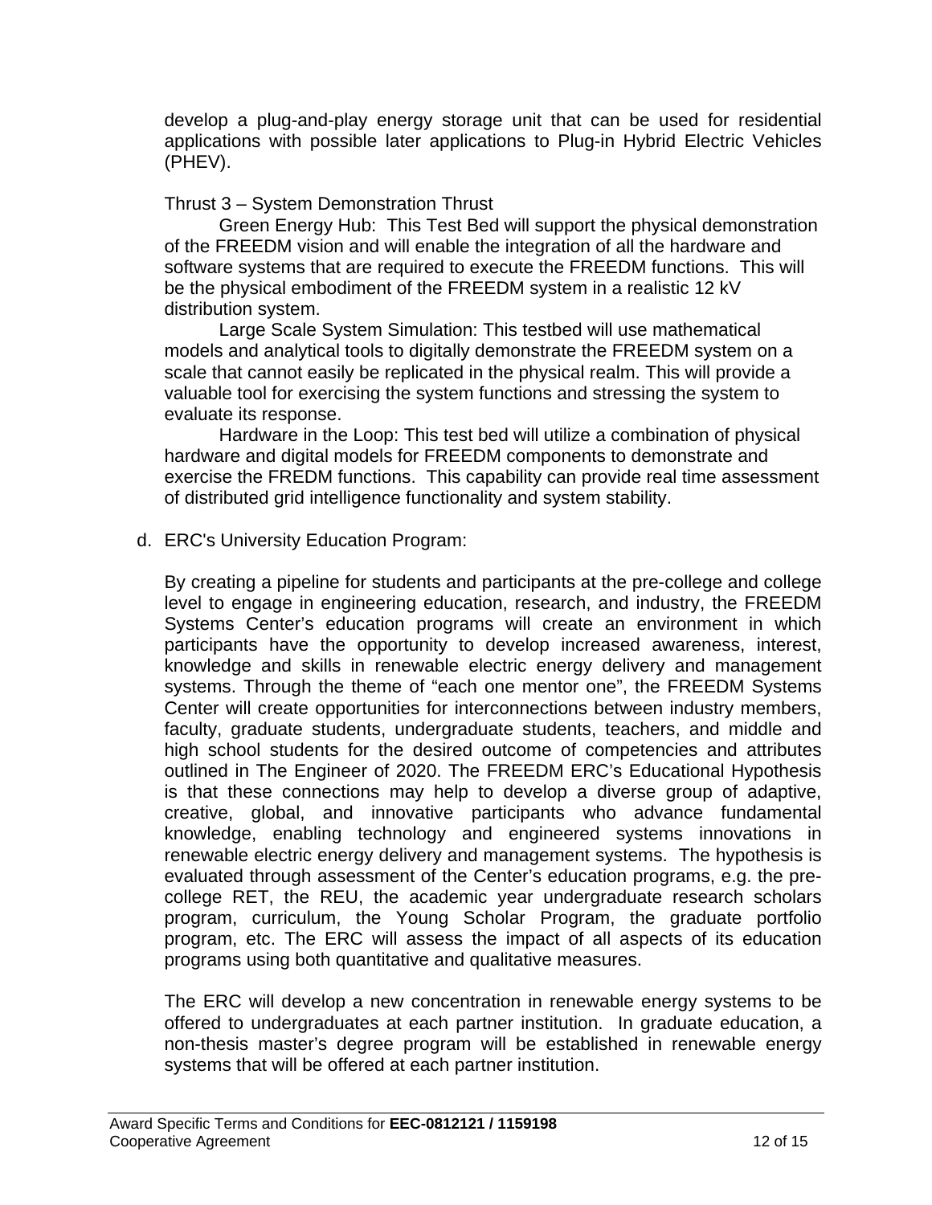develop a plug-and-play energy storage unit that can be used for residential applications with possible later applications to Plug-in Hybrid Electric Vehicles (PHEV).

Thrust 3 – System Demonstration Thrust

Green Energy Hub: This Test Bed will support the physical demonstration of the FREEDM vision and will enable the integration of all the hardware and software systems that are required to execute the FREEDM functions. This will be the physical embodiment of the FREEDM system in a realistic 12 kV distribution system.

Large Scale System Simulation: This testbed will use mathematical models and analytical tools to digitally demonstrate the FREEDM system on a scale that cannot easily be replicated in the physical realm. This will provide a valuable tool for exercising the system functions and stressing the system to evaluate its response.

Hardware in the Loop: This test bed will utilize a combination of physical hardware and digital models for FREEDM components to demonstrate and exercise the FREDM functions. This capability can provide real time assessment of distributed grid intelligence functionality and system stability.

d. ERC's University Education Program:

By creating a pipeline for students and participants at the pre-college and college level to engage in engineering education, research, and industry, the FREEDM Systems Center's education programs will create an environment in which participants have the opportunity to develop increased awareness, interest, knowledge and skills in renewable electric energy delivery and management systems. Through the theme of "each one mentor one", the FREEDM Systems Center will create opportunities for interconnections between industry members, faculty, graduate students, undergraduate students, teachers, and middle and high school students for the desired outcome of competencies and attributes outlined in The Engineer of 2020. The FREEDM ERC's Educational Hypothesis is that these connections may help to develop a diverse group of adaptive, creative, global, and innovative participants who advance fundamental knowledge, enabling technology and engineered systems innovations in renewable electric energy delivery and management systems. The hypothesis is evaluated through assessment of the Center's education programs, e.g. the pre-college RET, the REU, the academic year undergraduate research scholars program, curriculum, the Young Scholar Program, the graduate portfolio program, etc. The ERC will assess the impact of all aspects of its education programs using both quantitative and qualitative measures.

The ERC will develop a new concentration in renewable energy systems to be offered to undergraduates at each partner institution. In graduate education, a non-thesis master's degree program will be established in renewable energy systems that will be offered at each partner institution.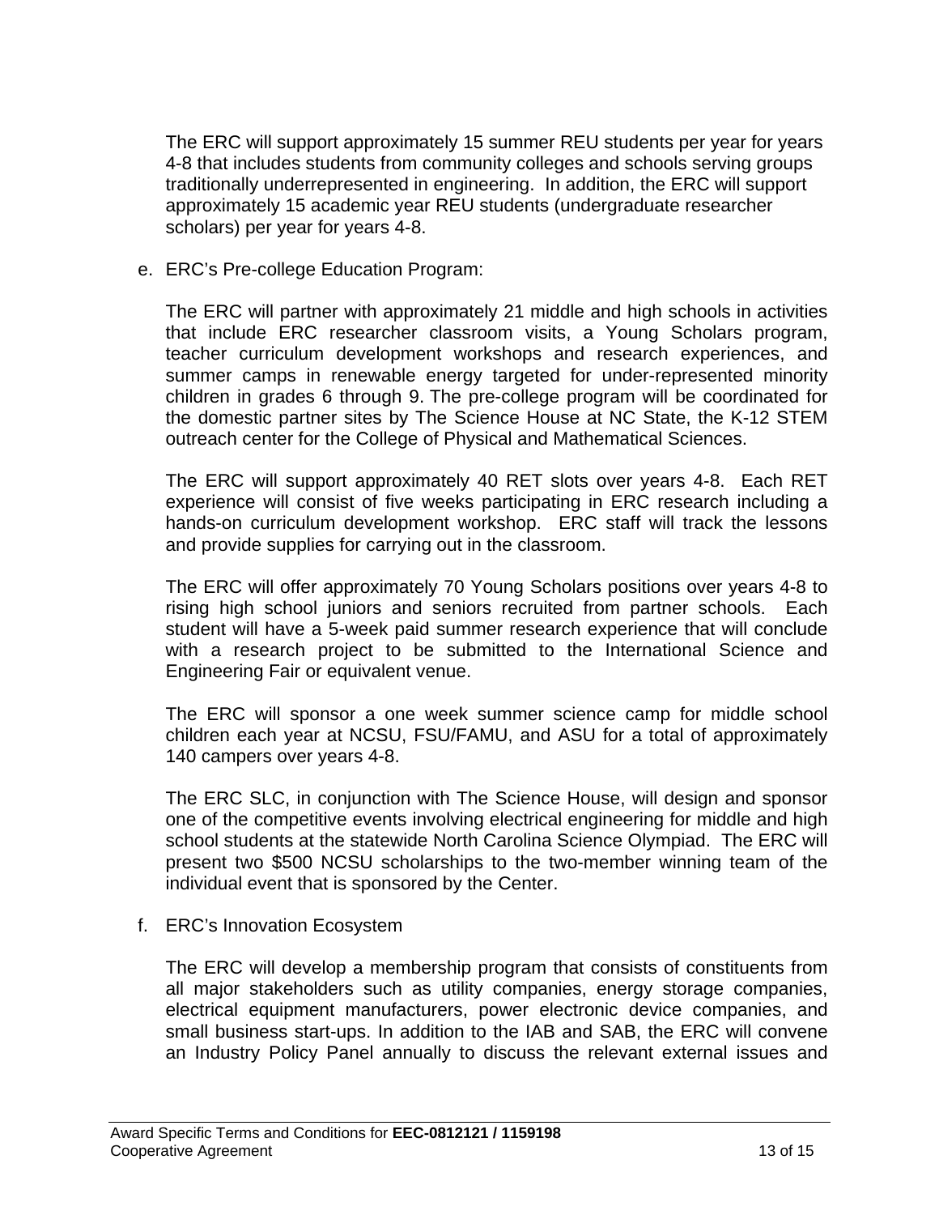The ERC will support approximately 15 summer REU students per year for years 4-8 that includes students from community colleges and schools serving groups traditionally underrepresented in engineering. In addition, the ERC will support approximately 15 academic year REU students (undergraduate researcher scholars) per year for years 4-8.

e. ERC's Pre-college Education Program:

The ERC will partner with approximately 21 middle and high schools in activities that include ERC researcher classroom visits, a Young Scholars program, teacher curriculum development workshops and research experiences, and summer camps in renewable energy targeted for under-represented minority children in grades 6 through 9. The pre-college program will be coordinated for the domestic partner sites by The Science House at NC State, the K-12 STEM outreach center for the College of Physical and Mathematical Sciences.

The ERC will support approximately 40 RET slots over years 4-8. Each RET experience will consist of five weeks participating in ERC research including a hands-on curriculum development workshop. ERC staff will track the lessons and provide supplies for carrying out in the classroom.

The ERC will offer approximately 70 Young Scholars positions over years 4-8 to rising high school juniors and seniors recruited from partner schools. Each student will have a 5-week paid summer research experience that will conclude with a research project to be submitted to the International Science and Engineering Fair or equivalent venue.

The ERC will sponsor a one week summer science camp for middle school children each year at NCSU, FSU/FAMU, and ASU for a total of approximately 140 campers over years 4-8.

The ERC SLC, in conjunction with The Science House, will design and sponsor one of the competitive events involving electrical engineering for middle and high school students at the statewide North Carolina Science Olympiad. The ERC will present two $500 NCSU scholarships to the two-member winning team of the individual event that is sponsored by the Center.

f. ERC's Innovation Ecosystem

The ERC will develop a membership program that consists of constituents from all major stakeholders such as utility companies, energy storage companies, electrical equipment manufacturers, power electronic device companies, and small business start-ups. In addition to the IAB and SAB, the ERC will convene an Industry Policy Panel annually to discuss the relevant external issues and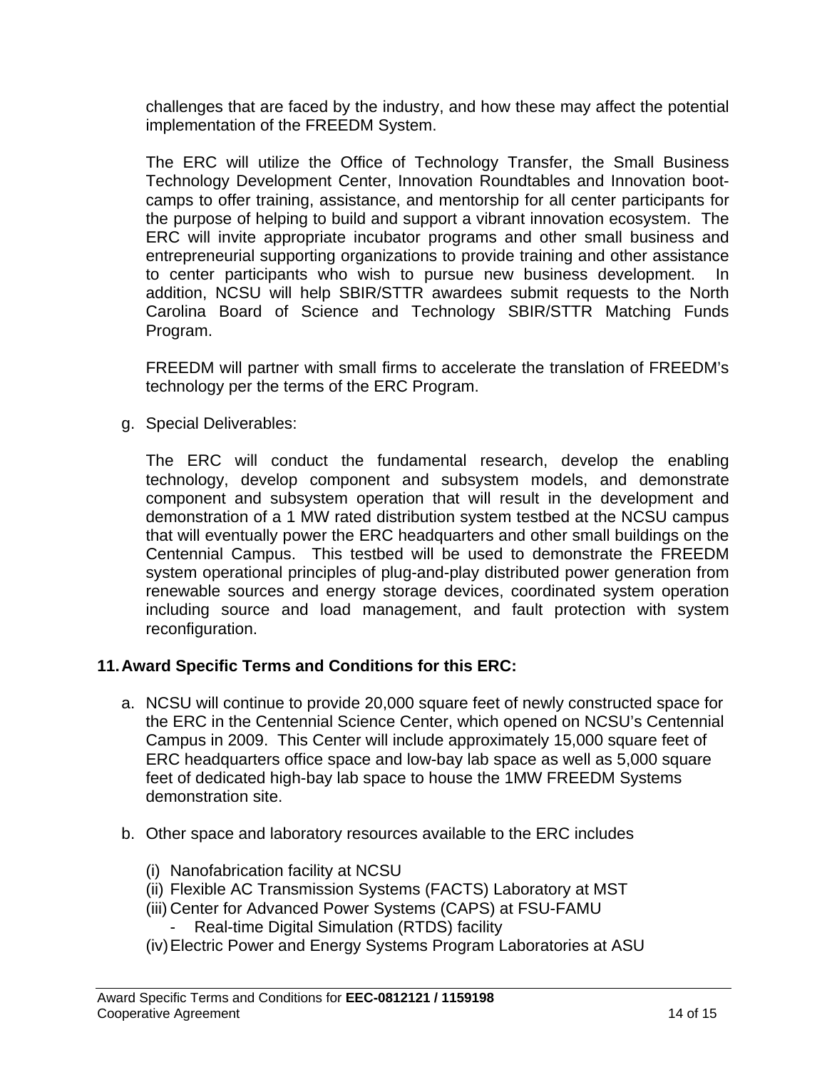challenges that are faced by the industry, and how these may affect the potential implementation of the FREEDM System.

The ERC will utilize the Office of Technology Transfer, the Small Business Technology Development Center, Innovation Roundtables and Innovation boot-camps to offer training, assistance, and mentorship for all center participants for the purpose of helping to build and support a vibrant innovation ecosystem. The ERC will invite appropriate incubator programs and other small business and entrepreneurial supporting organizations to provide training and other assistance to center participants who wish to pursue new business development. In addition, NCSU will help SBIR/STTR awardees submit requests to the North Carolina Board of Science and Technology SBIR/STTR Matching Funds Program.

FREEDM will partner with small firms to accelerate the translation of FREEDM's technology per the terms of the ERC Program.

g. Special Deliverables:

The ERC will conduct the fundamental research, develop the enabling technology, develop component and subsystem models, and demonstrate component and subsystem operation that will result in the development and demonstration of a 1 MW rated distribution system testbed at the NCSU campus that will eventually power the ERC headquarters and other small buildings on the Centennial Campus. This testbed will be used to demonstrate the FREEDM system operational principles of plug-and-play distributed power generation from renewable sources and energy storage devices, coordinated system operation including source and load management, and fault protection with system reconfiguration.

## 11. Award Specific Terms and Conditions for this ERC:

a. NCSU will continue to provide 20,000 square feet of newly constructed space for the ERC in the Centennial Science Center, which opened on NCSU's Centennial Campus in 2009. This Center will include approximately 15,000 square feet of ERC headquarters office space and low-bay lab space as well as 5,000 square feet of dedicated high-bay lab space to house the 1MW FREEDM Systems demonstration site.

b. Other space and laboratory resources available to the ERC includes

   (i) Nanofabrication facility at NCSU
   (ii) Flexible AC Transmission Systems (FACTS) Laboratory at MST
   (iii) Center for Advanced Power Systems (CAPS) at FSU-FAMU
      - Real-time Digital Simulation (RTDS) facility
   (iv) Electric Power and Energy Systems Program Laboratories at ASU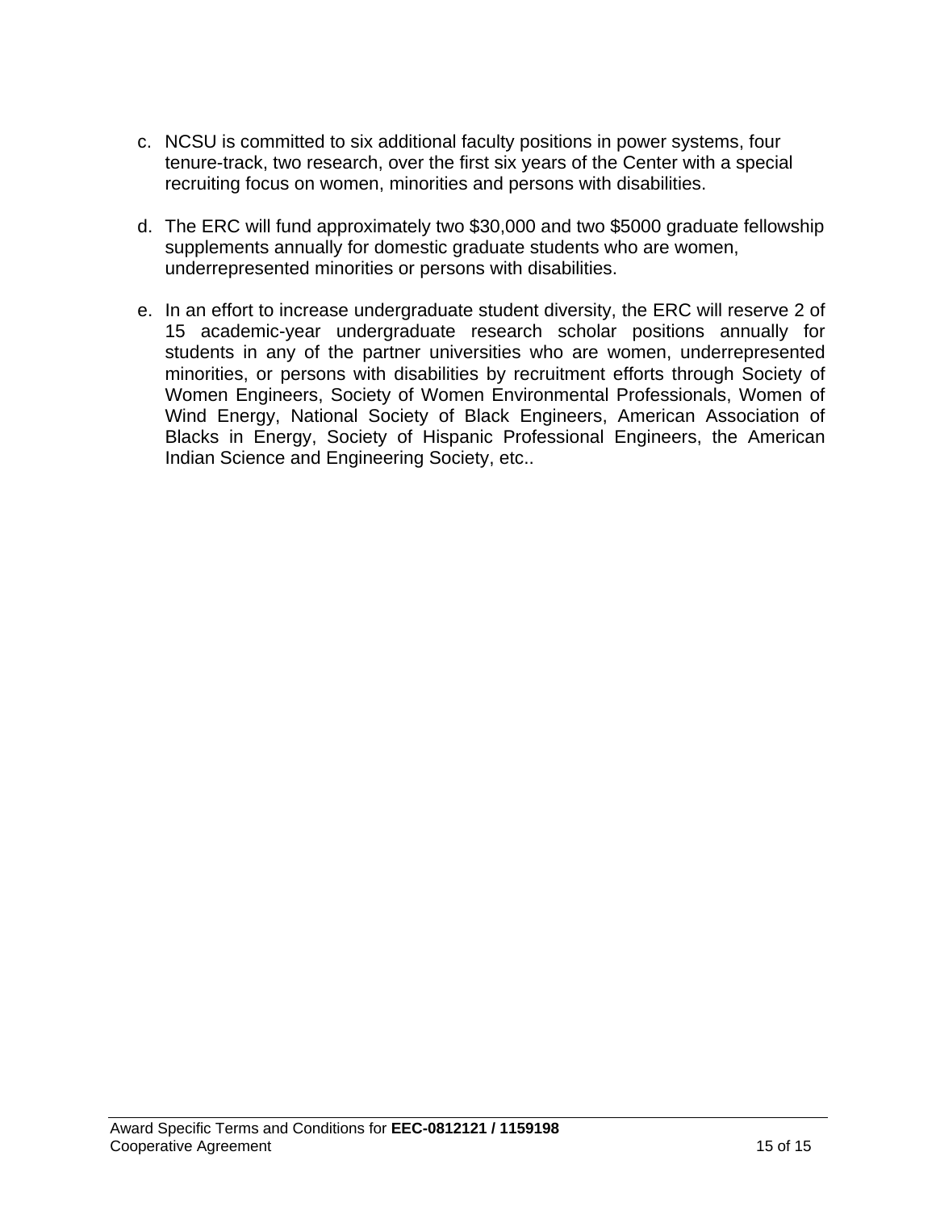c. NCSU is committed to six additional faculty positions in power systems, four tenure-track, two research, over the first six years of the Center with a special recruiting focus on women, minorities and persons with disabilities.

d. The ERC will fund approximately two $30,000 and two $5000 graduate fellowship supplements annually for domestic graduate students who are women, underrepresented minorities or persons with disabilities.

e. In an effort to increase undergraduate student diversity, the ERC will reserve 2 of 15 academic-year undergraduate research scholar positions annually for students in any of the partner universities who are women, underrepresented minorities, or persons with disabilities by recruitment efforts through Society of Women Engineers, Society of Women Environmental Professionals, Women of Wind Energy, National Society of Black Engineers, American Association of Blacks in Energy, Society of Hispanic Professional Engineers, the American Indian Science and Engineering Society, etc..